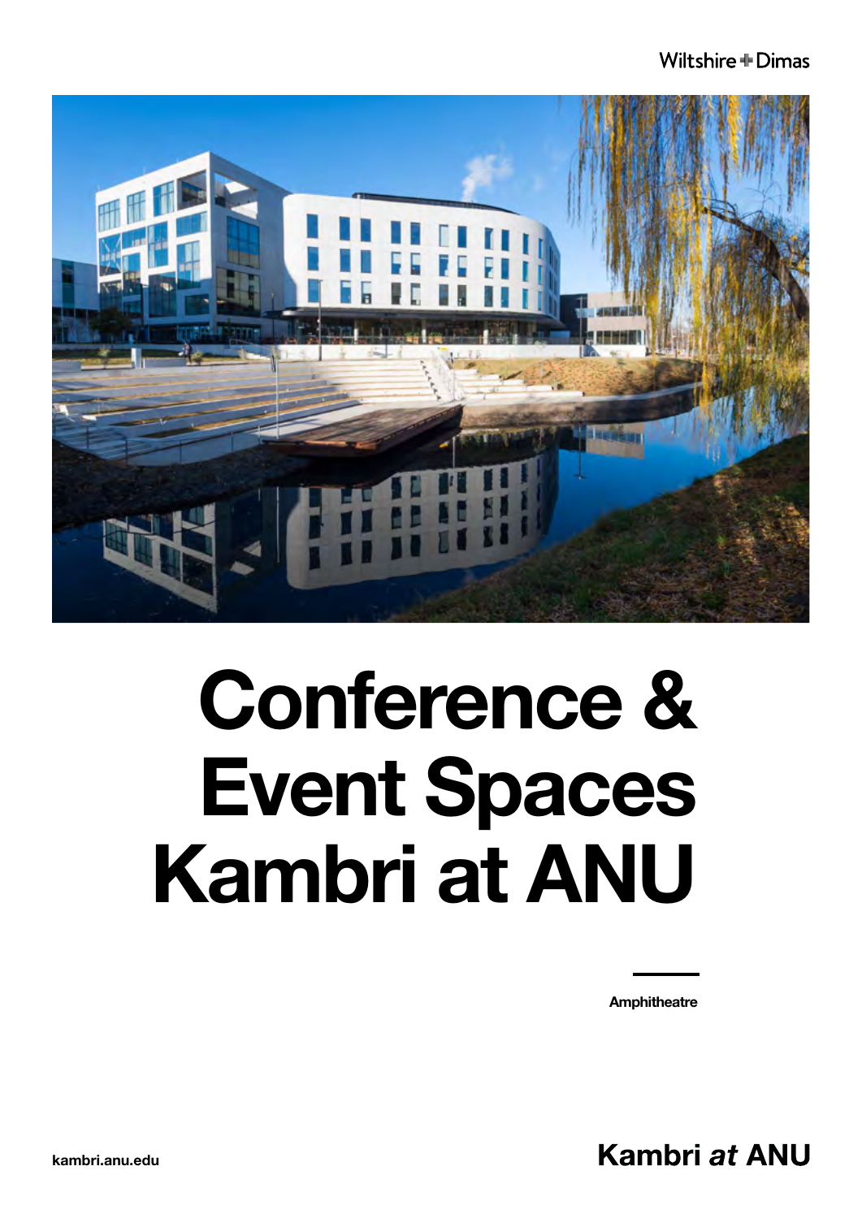Wiltshire + Dimas

# Conference & Event Spaces Kambri at ANU

**Amphitheatre**

kambri.anu.edu

**Kambri *at* ANU**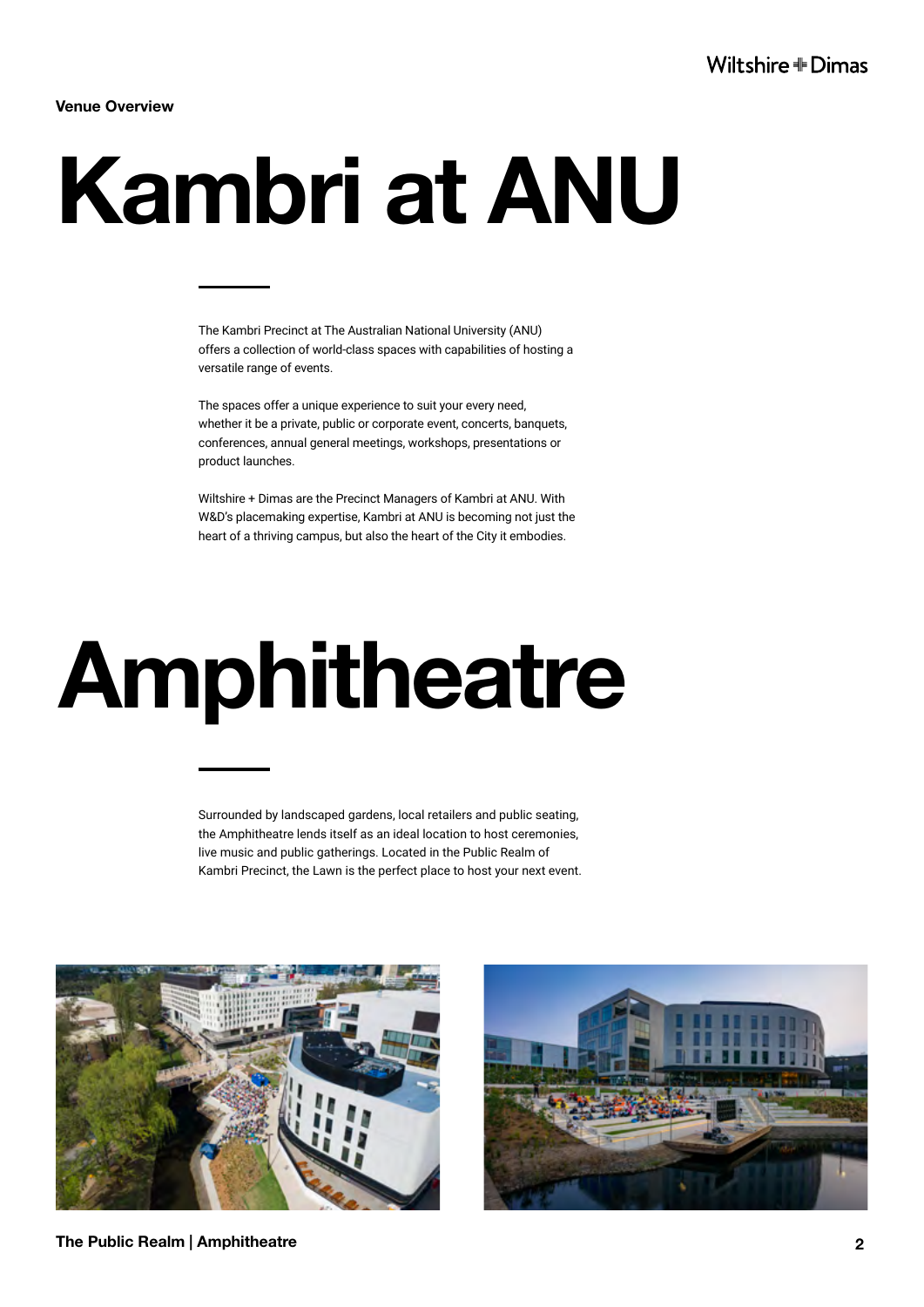**Venue Overview**

# Kambri at ANU

The Kambri Precinct at The Australian National University (ANU) offers a collection of world-class spaces with capabilities of hosting a versatile range of events.

The spaces offer a unique experience to suit your every need, whether it be a private, public or corporate event, concerts, banquets, conferences, annual general meetings, workshops, presentations or product launches.

Wiltshire + Dimas are the Precinct Managers of Kambri at ANU. With W&D's placemaking expertise, Kambri at ANU is becoming not just the heart of a thriving campus, but also the heart of the City it embodies.

# Amphitheatre

Surrounded by landscaped gardens, local retailers and public seating, the Amphitheatre lends itself as an ideal location to host ceremonies, live music and public gatherings. Located in the Public Realm of Kambri Precinct, the Lawn is the perfect place to host your next event.

**The Public Realm | Amphitheatre**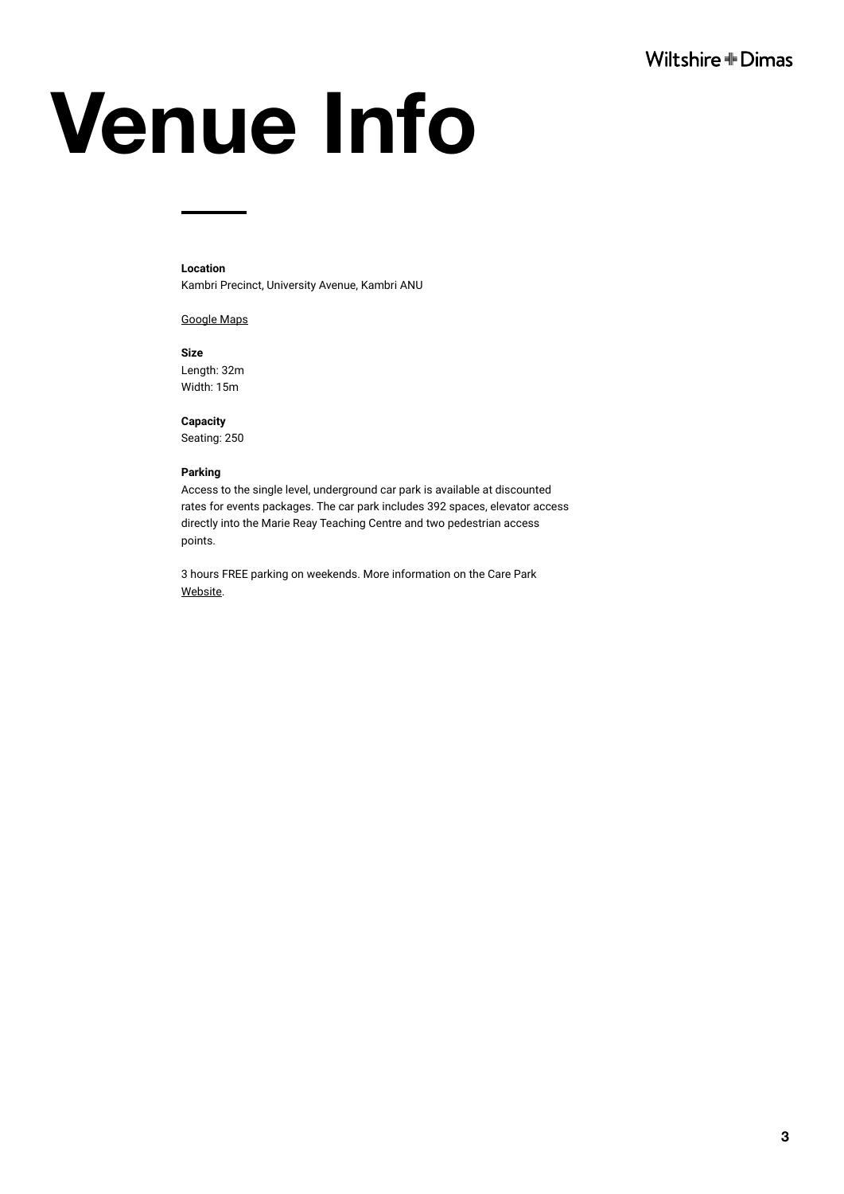# Venue Info

**Location**
Kambri Precinct, University Avenue, Kambri ANU

Google Maps

**Size**
Length: 32m
Width: 15m

**Capacity**
Seating: 250

**Parking**
Access to the single level, underground car park is available at discounted rates for events packages. The car park includes 392 spaces, elevator access directly into the Marie Reay Teaching Centre and two pedestrian access points.

3 hours FREE parking on weekends. More information on the Care Park Website.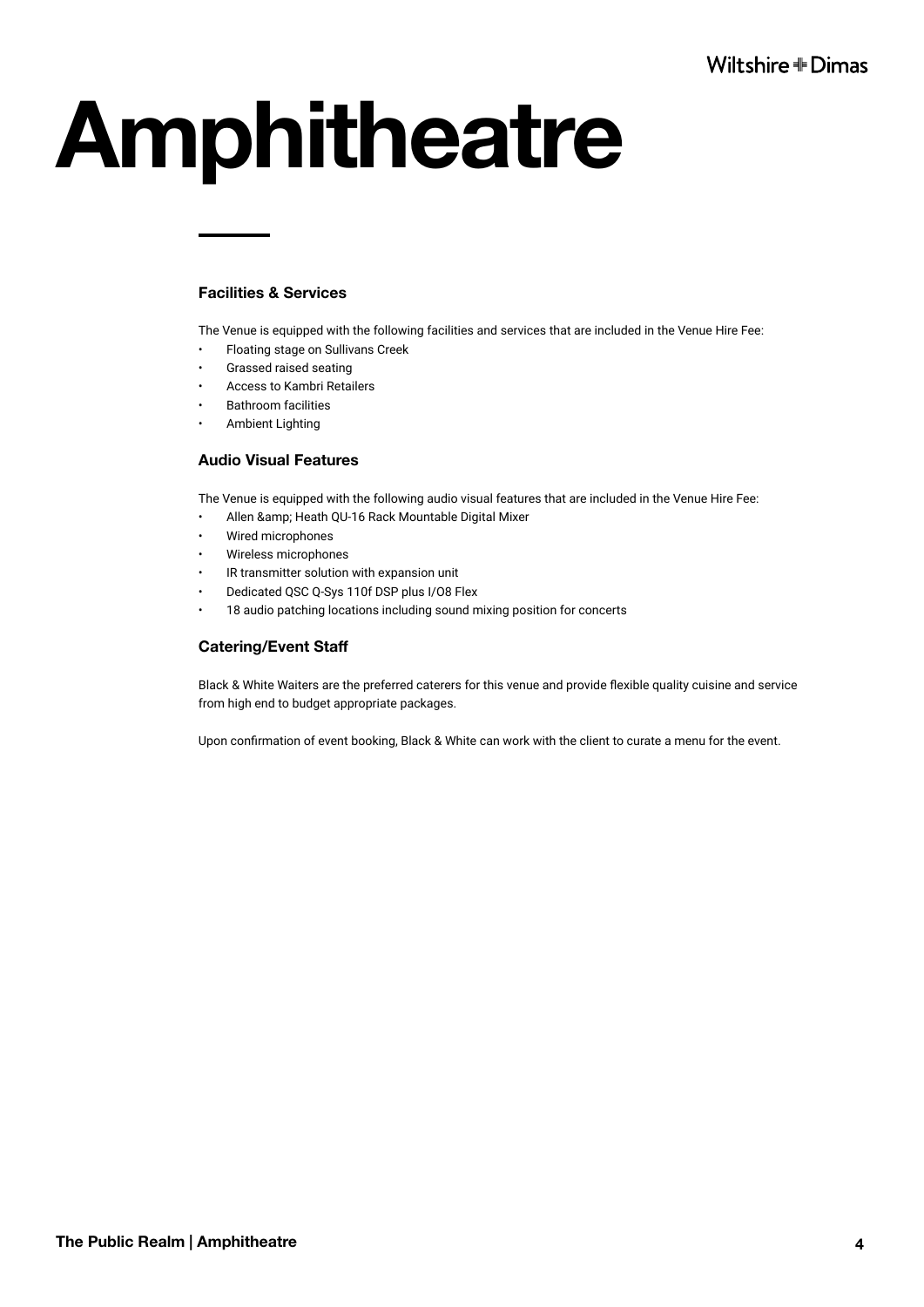# Amphitheatre

### Facilities & Services

The Venue is equipped with the following facilities and services that are included in the Venue Hire Fee:

- Floating stage on Sullivans Creek
- Grassed raised seating
- Access to Kambri Retailers
- Bathroom facilities
- Ambient Lighting

### Audio Visual Features

The Venue is equipped with the following audio visual features that are included in the Venue Hire Fee:

- Allen &amp; Heath QU-16 Rack Mountable Digital Mixer
- Wired microphones
- Wireless microphones
- IR transmitter solution with expansion unit
- Dedicated QSC Q-Sys 110f DSP plus I/O8 Flex
- 18 audio patching locations including sound mixing position for concerts

### Catering/Event Staff

Black & White Waiters are the preferred caterers for this venue and provide flexible quality cuisine and service from high end to budget appropriate packages.

Upon confirmation of event booking, Black & White can work with the client to curate a menu for the event.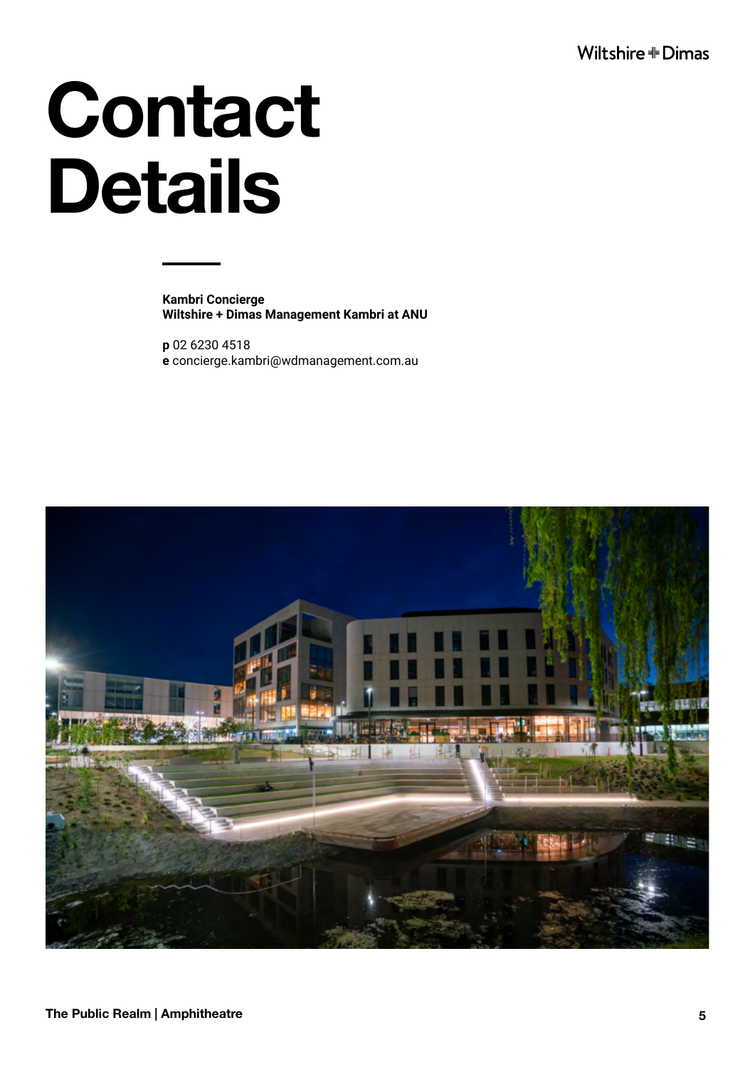# Contact Details

**Kambri Concierge**
**Wiltshire + Dimas Management Kambri at ANU**

**p** 02 6230 4518
**e** concierge.kambri@wdmanagement.com.au